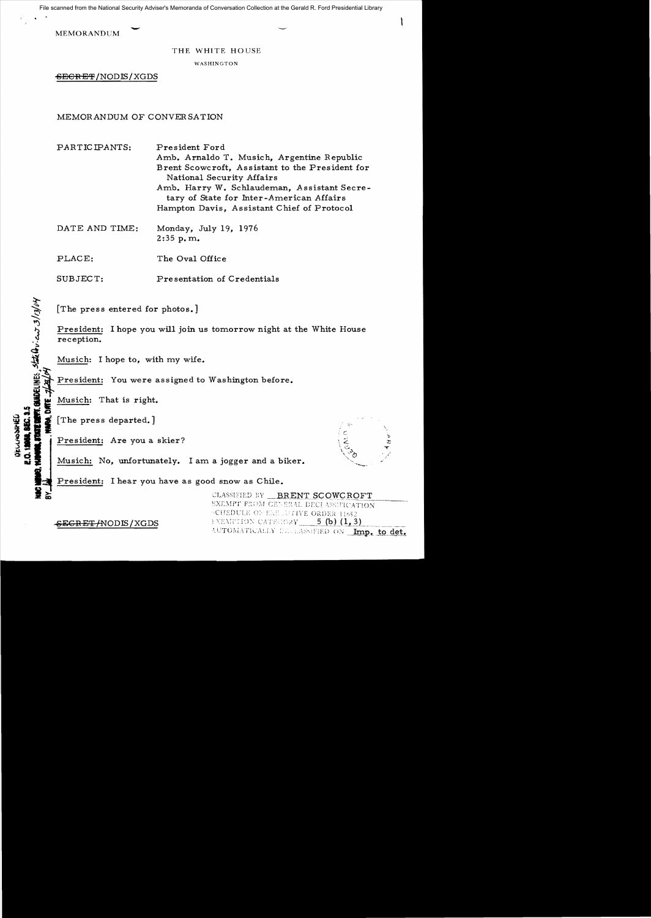File scanned from the National Security Adviser's Memoranda of Conversation Collection at the Gerald R. Ford Presidential Library

MEMORANDUM

THE WHITE HOUSE

WASHINGTON

~~SECRET~~/NODIS/XGDS

MEMORANDUM OF CONVERSATION

PARTICIPANTS: President Ford
Amb. Arnaldo T. Musich, Argentine Republic
Brent Scowcroft, Assistant to the President for National Security Affairs
Amb. Harry W. Schlaudeman, Assistant Secretary of State for Inter-American Affairs
Hampton Davis, Assistant Chief of Protocol

DATE AND TIME: Monday, July 19, 1976
2:35 p.m.

PLACE: The Oval Office

SUBJECT: Presentation of Credentials

DECLASSIFIED
E.O. 12958, SEC. 3.5
NSC MEMO, 11/24/98, STATE DEPT. GUIDELINES, State Dev. 3/13/04
BY [illegible], NARA, DATE 7/23/04

[The press entered for photos.]

President: I hope you will join us tomorrow night at the White House reception.

Musich: I hope to, with my wife.

President: You were assigned to Washington before.

Musich: That is right.

[The press departed.]

President: Are you a skier?

Musich: No, unfortunately. I am a jogger and a biker.

President: I hear you have as good snow as Chile.

CLASSIFIED BY BRENT SCOWCROFT
EXEMPT FROM GENERAL DECLASSIFICATION
SCHEDULE OF EXECUTIVE ORDER 11652
EXEMPTION CATEGORY 5 (b) (1, 3)
AUTOMATICALLY DECLASSIFIED ON Imp. to det.

~~SECRET~~/NODIS/XGDS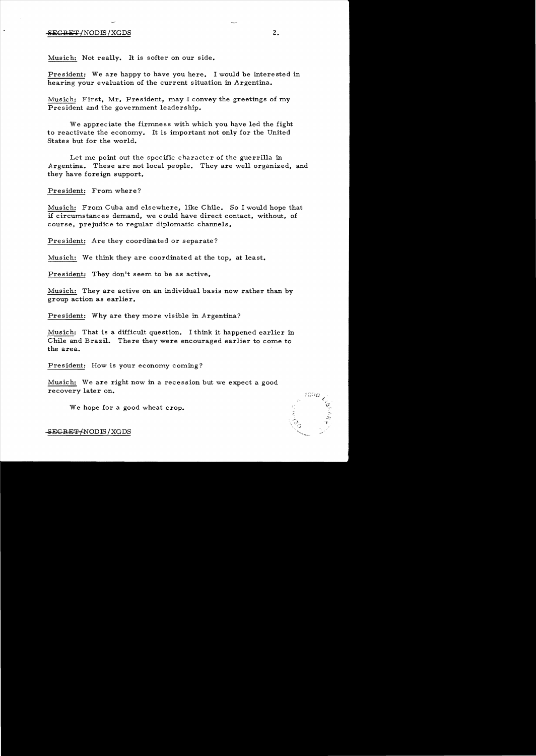Musich: Not really. It is softer on our side.

President: We are happy to have you here. I would be interested in hearing your evaluation of the current situation in Argentina.

Musich: First, Mr. President, may I convey the greetings of my President and the government leadership.

We appreciate the firmness with which you have led the fight to reactivate the economy. It is important not only for the United States but for the world.

Let me point out the specific character of the guerrilla in Argentina. These are not local people. They are well organized, and they have foreign support.

President: From where?

Musich: From Cuba and elsewhere, like Chile. So I would hope that if circumstances demand, we could have direct contact, without, of course, prejudice to regular diplomatic channels.

President: Are they coordinated or separate?

Musich: We think they are coordinated at the top, at least.

President: They don't seem to be as active.

Musich: They are active on an individual basis now rather than by group action as earlier.

President: Why are they more visible in Argentina?

Musich: That is a difficult question. I think it happened earlier in Chile and Brazil. There they were encouraged earlier to come to the area.

President: How is your economy coming?

Musich: We are right now in a recession but we expect a good recovery later on.

We hope for a good wheat crop.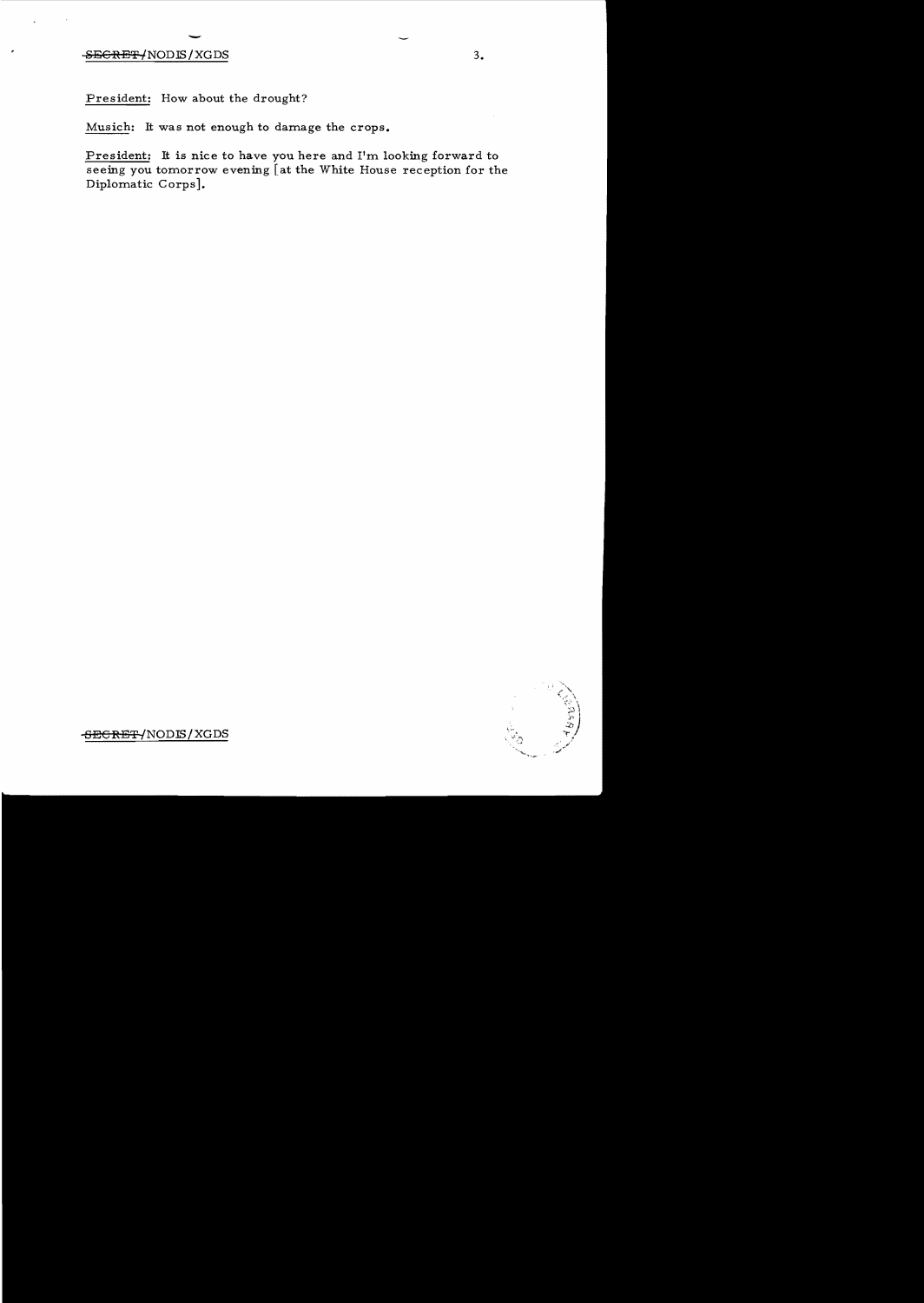President: How about the drought?

Musich: It was not enough to damage the crops.

President: It is nice to have you here and I'm looking forward to seeing you tomorrow evening [at the White House reception for the Diplomatic Corps].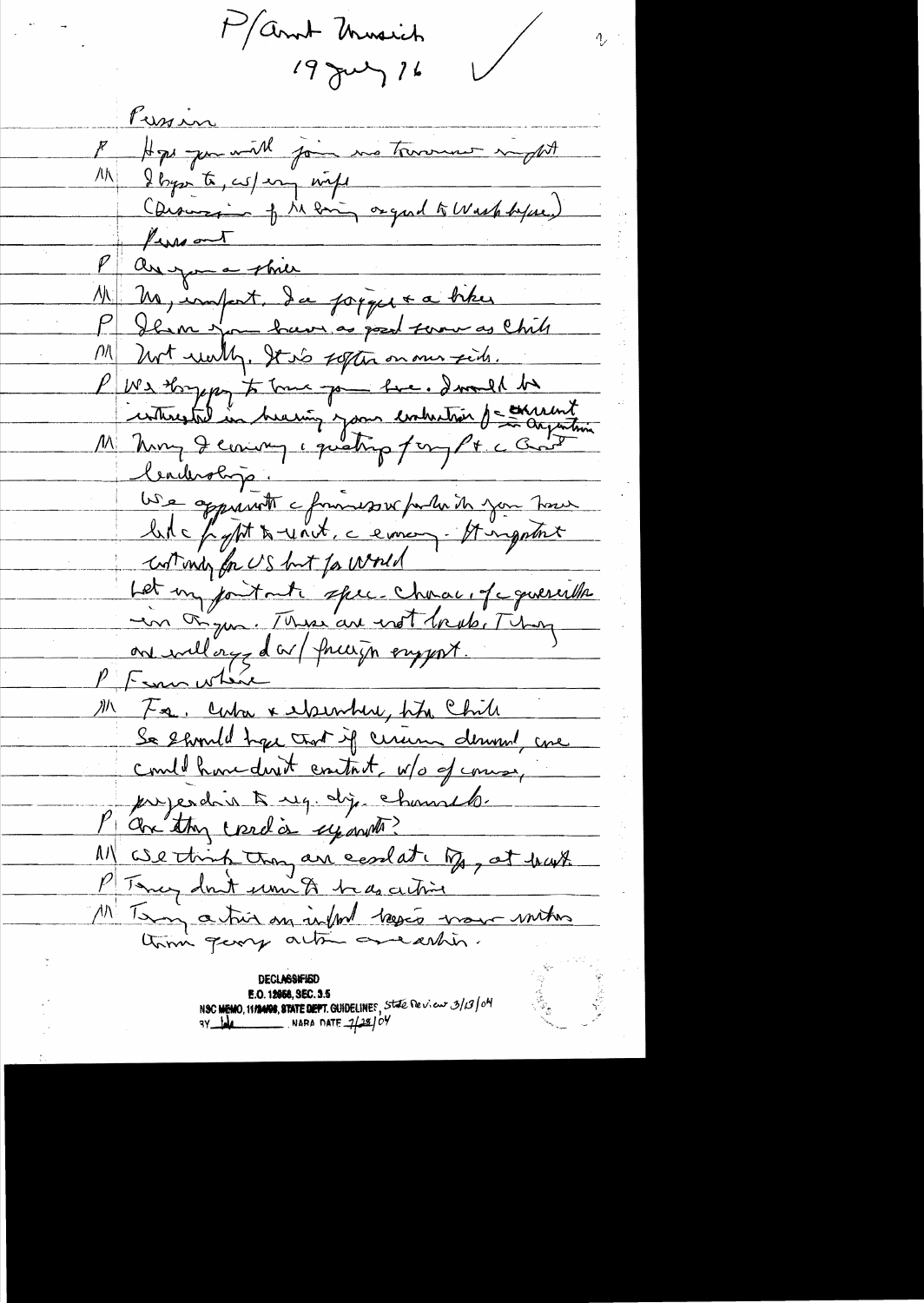P/Amb Munich
19 July 76

Pressmen

P Hope you will join me tomorrow night

M I hope to, w/ my wife

(Discussion of M being assigned to Wash before.)

Pressmen out

P Are you a skier

M No, in fact. I'm a jogger & a hiker

P I hear you have as good snow as Chile

M Not really. It's softer on our side.

P We're happy to have you here. I would be interested in hearing your evaluation of current Argentina

M Thing I carrying a greeting from Pres & Govt leadership.

We appreciate the friendship which you have both for fight to unite, economy. It's important not only for US but for World

Let me point the spec. character of guerrillas in Argentina. These are not local. They are well organized w/ foreign support.

P From where

M Fr. Cuba & elsewhere, like Chile

So I should hope that if circumstances demand, we could have direct contact, w/o of course, prejudice to reg. dip. channels.

P Are they credited as separate?

M We think they are coordinated, at least.

P They don't seem to be as active

M They are active and in fact there's more sinister than purely action and activities.

DECLASSIFIED
E.O. 12958, SEC. 3.5
NSC MEMO, 11/24/98, STATE DEPT. GUIDELINES, State Review 3/13/04
BY ___ NARA DATE 7/28/04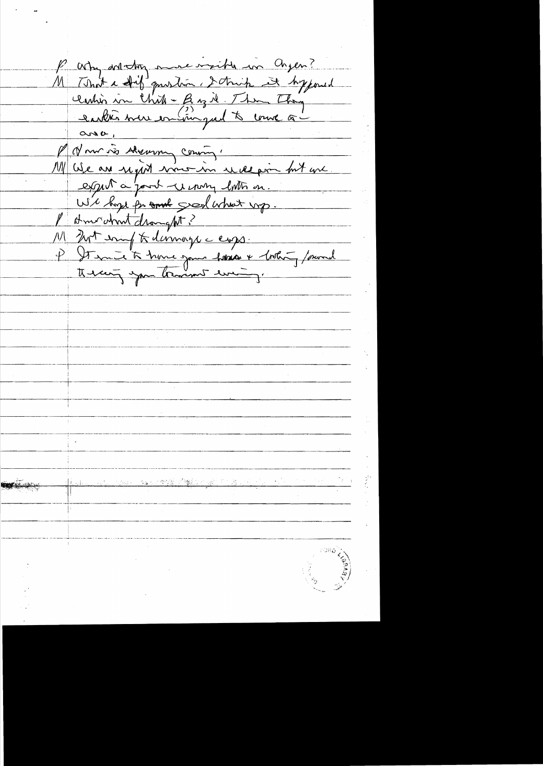P Why are they more visible in Angers?
M What a diff question. I think it happened earlier in Chile - Brazil. Then they earlier were encouraged (?) to come area.

P How is harvest coming?
M We are right now in a depression but we expect a good - coming better on.
We hope for good good wheat crop.
P How about drought?
M Not enough to damage crops.
P It is nice to have you here & looking forward to seeing you tomorrow evening.